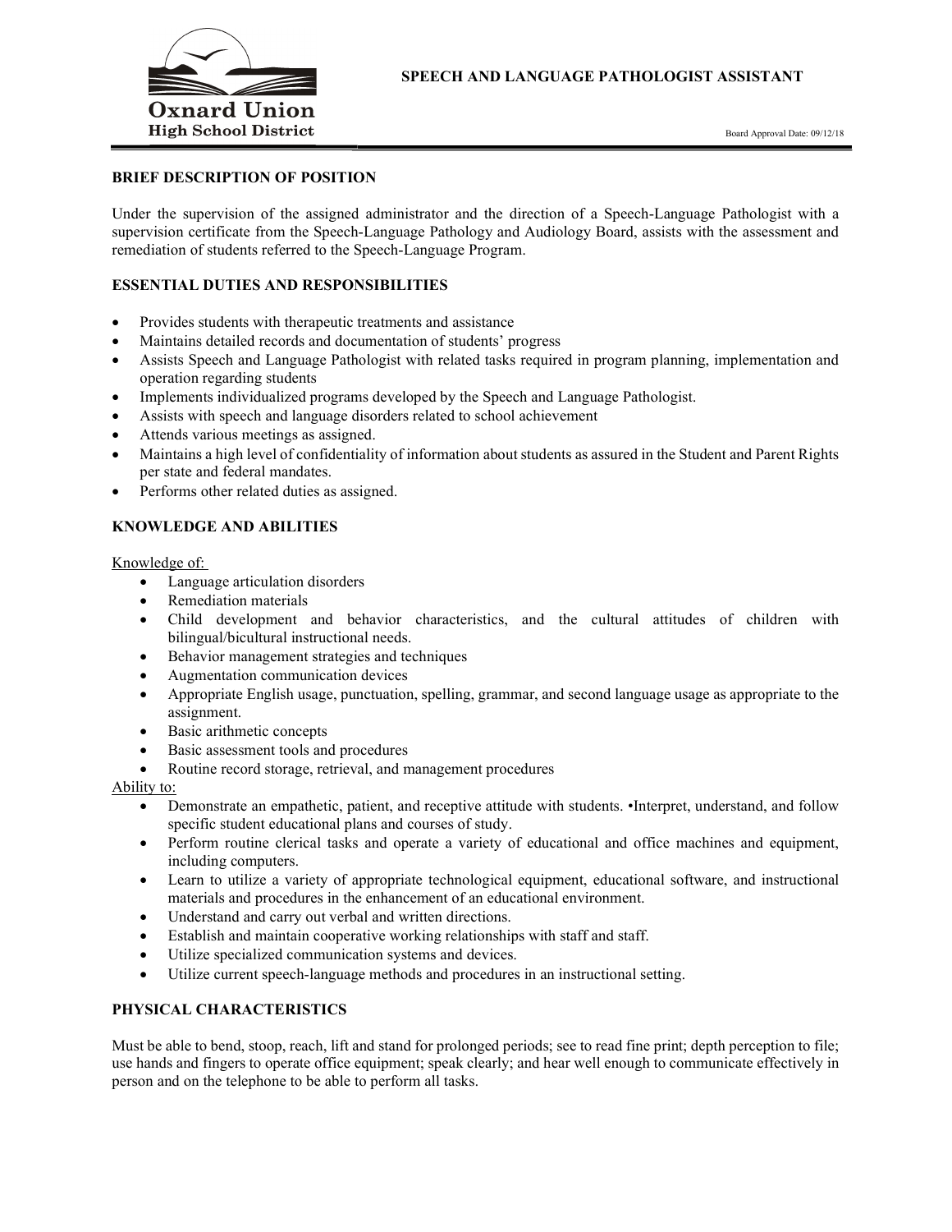Oxnard Union High School District

# SPEECH AND LANGUAGE PATHOLOGIST ASSISTANT

Board Approval Date: 09/12/18

## BRIEF DESCRIPTION OF POSITION

Under the supervision of the assigned administrator and the direction of a Speech-Language Pathologist with a supervision certificate from the Speech-Language Pathology and Audiology Board, assists with the assessment and remediation of students referred to the Speech-Language Program.

## ESSENTIAL DUTIES AND RESPONSIBILITIES

- Provides students with therapeutic treatments and assistance
- Maintains detailed records and documentation of students' progress
- Assists Speech and Language Pathologist with related tasks required in program planning, implementation and operation regarding students
- Implements individualized programs developed by the Speech and Language Pathologist.
- Assists with speech and language disorders related to school achievement
- Attends various meetings as assigned.
- Maintains a high level of confidentiality of information about students as assured in the Student and Parent Rights per state and federal mandates.
- Performs other related duties as assigned.

## KNOWLEDGE AND ABILITIES

Knowledge of:

- Language articulation disorders
- Remediation materials
- Child development and behavior characteristics, and the cultural attitudes of children with bilingual/bicultural instructional needs.
- Behavior management strategies and techniques
- Augmentation communication devices
- Appropriate English usage, punctuation, spelling, grammar, and second language usage as appropriate to the assignment.
- Basic arithmetic concepts
- Basic assessment tools and procedures
- Routine record storage, retrieval, and management procedures

Ability to:

- Demonstrate an empathetic, patient, and receptive attitude with students. •Interpret, understand, and follow specific student educational plans and courses of study.
- Perform routine clerical tasks and operate a variety of educational and office machines and equipment, including computers.
- Learn to utilize a variety of appropriate technological equipment, educational software, and instructional materials and procedures in the enhancement of an educational environment.
- Understand and carry out verbal and written directions.
- Establish and maintain cooperative working relationships with staff and staff.
- Utilize specialized communication systems and devices.
- Utilize current speech-language methods and procedures in an instructional setting.

## PHYSICAL CHARACTERISTICS

Must be able to bend, stoop, reach, lift and stand for prolonged periods; see to read fine print; depth perception to file; use hands and fingers to operate office equipment; speak clearly; and hear well enough to communicate effectively in person and on the telephone to be able to perform all tasks.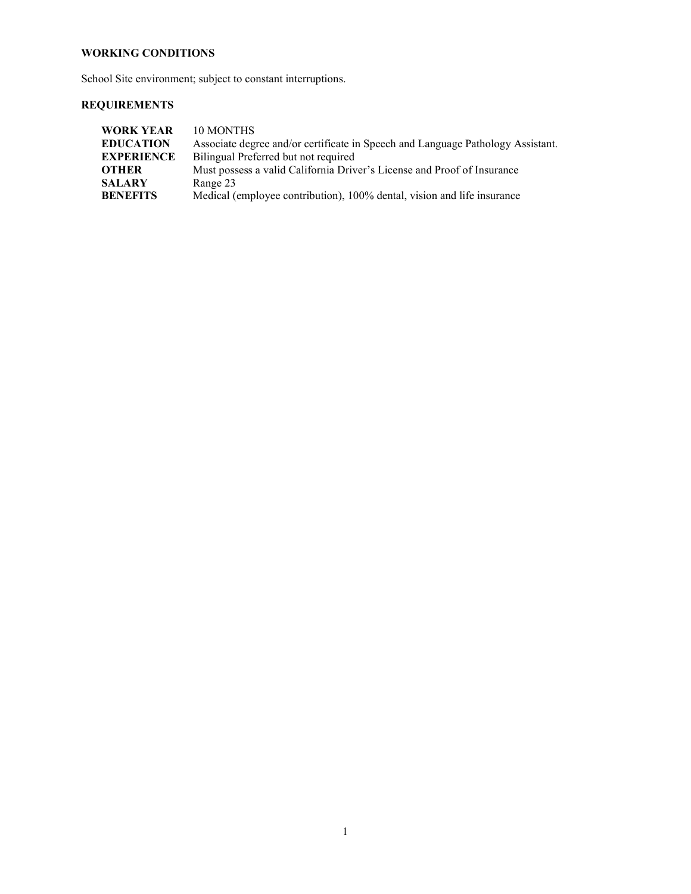**WORKING CONDITIONS**

School Site environment; subject to constant interruptions.

**REQUIREMENTS**

| | |
|---|---|
| **WORK YEAR** | 10 MONTHS |
| **EDUCATION** | Associate degree and/or certificate in Speech and Language Pathology Assistant. |
| **EXPERIENCE** | Bilingual Preferred but not required |
| **OTHER** | Must possess a valid California Driver's License and Proof of Insurance |
| **SALARY** | Range 23 |
| **BENEFITS** | Medical (employee contribution), 100% dental, vision and life insurance |